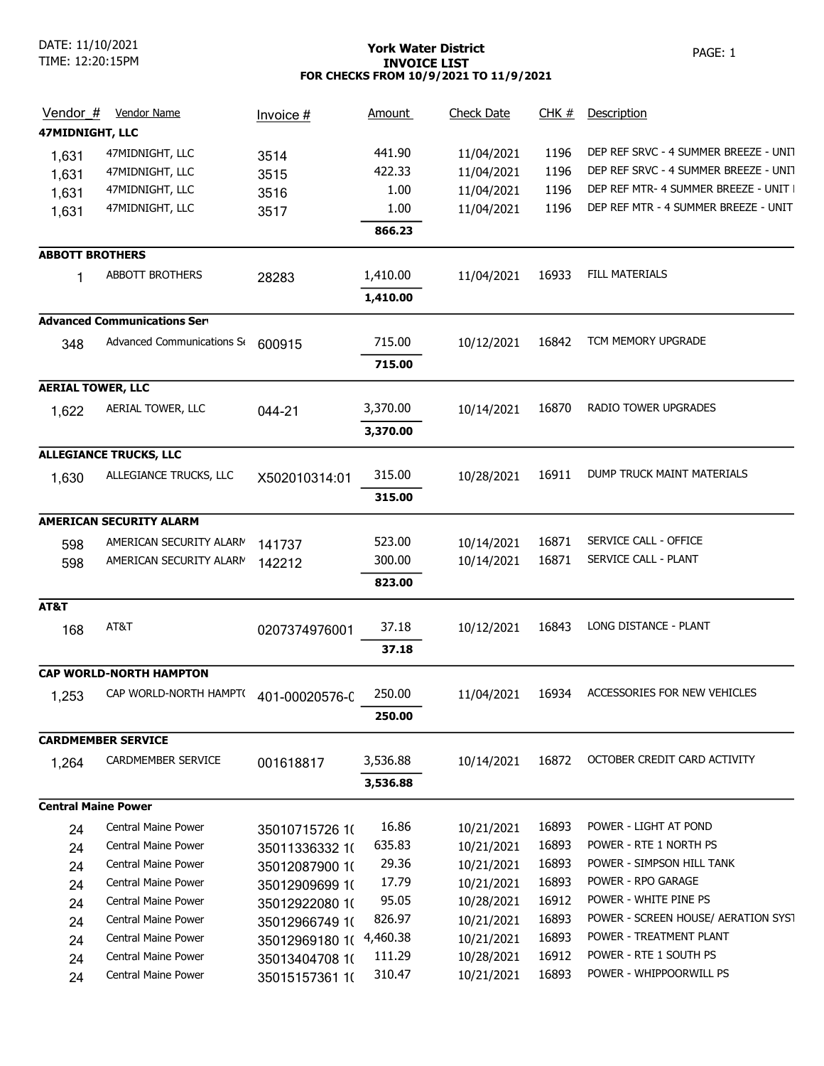DATE: 11/10/2021
TIME: 12:20:15PM

# York Water District
## INVOICE LIST
### FOR CHECKS FROM 10/9/2021 TO 11/9/2021

| Vendor_# | Vendor Name | Invoice # | Amount | Check Date | CHK # | Description |
|---|---|---|---|---|---|---|
| **47MIDNIGHT, LLC** | | | | | | |
| 1,631 | 47MIDNIGHT, LLC | 3514 | 441.90 | 11/04/2021 | 1196 | DEP REF SRVC - 4 SUMMER BREEZE - UNIT |
| 1,631 | 47MIDNIGHT, LLC | 3515 | 422.33 | 11/04/2021 | 1196 | DEP REF SRVC - 4 SUMMER BREEZE - UNIT |
| 1,631 | 47MIDNIGHT, LLC | 3516 | 1.00 | 11/04/2021 | 1196 | DEP REF MTR- 4 SUMMER BREEZE - UNIT I |
| 1,631 | 47MIDNIGHT, LLC | 3517 | 1.00 | 11/04/2021 | 1196 | DEP REF MTR - 4 SUMMER BREEZE - UNIT |
| | | | **866.23** | | | |
| **ABBOTT BROTHERS** | | | | | | |
| 1 | ABBOTT BROTHERS | 28283 | 1,410.00 | 11/04/2021 | 16933 | FILL MATERIALS |
| | | | **1,410.00** | | | |
| **Advanced Communications Ser** | | | | | | |
| 348 | Advanced Communications Se | 600915 | 715.00 | 10/12/2021 | 16842 | TCM MEMORY UPGRADE |
| | | | **715.00** | | | |
| **AERIAL TOWER, LLC** | | | | | | |
| 1,622 | AERIAL TOWER, LLC | 044-21 | 3,370.00 | 10/14/2021 | 16870 | RADIO TOWER UPGRADES |
| | | | **3,370.00** | | | |
| **ALLEGIANCE TRUCKS, LLC** | | | | | | |
| 1,630 | ALLEGIANCE TRUCKS, LLC | X502010314:01 | 315.00 | 10/28/2021 | 16911 | DUMP TRUCK MAINT MATERIALS |
| | | | **315.00** | | | |
| **AMERICAN SECURITY ALARM** | | | | | | |
| 598 | AMERICAN SECURITY ALARM | 141737 | 523.00 | 10/14/2021 | 16871 | SERVICE CALL - OFFICE |
| 598 | AMERICAN SECURITY ALARM | 142212 | 300.00 | 10/14/2021 | 16871 | SERVICE CALL - PLANT |
| | | | **823.00** | | | |
| **AT&T** | | | | | | |
| 168 | AT&T | 0207374976001 | 37.18 | 10/12/2021 | 16843 | LONG DISTANCE - PLANT |
| | | | **37.18** | | | |
| **CAP WORLD-NORTH HAMPTON** | | | | | | |
| 1,253 | CAP WORLD-NORTH HAMPT( | 401-00020576-( | 250.00 | 11/04/2021 | 16934 | ACCESSORIES FOR NEW VEHICLES |
| | | | **250.00** | | | |
| **CARDMEMBER SERVICE** | | | | | | |
| 1,264 | CARDMEMBER SERVICE | 001618817 | 3,536.88 | 10/14/2021 | 16872 | OCTOBER CREDIT CARD ACTIVITY |
| | | | **3,536.88** | | | |
| **Central Maine Power** | | | | | | |
| 24 | Central Maine Power | 35010715726 1( | 16.86 | 10/21/2021 | 16893 | POWER - LIGHT AT POND |
| 24 | Central Maine Power | 35011336332 1( | 635.83 | 10/21/2021 | 16893 | POWER - RTE 1 NORTH PS |
| 24 | Central Maine Power | 35012087900 1( | 29.36 | 10/21/2021 | 16893 | POWER - SIMPSON HILL TANK |
| 24 | Central Maine Power | 35012909699 1( | 17.79 | 10/21/2021 | 16893 | POWER - RPO GARAGE |
| 24 | Central Maine Power | 35012922080 1( | 95.05 | 10/28/2021 | 16912 | POWER - WHITE PINE PS |
| 24 | Central Maine Power | 35012966749 1( | 826.97 | 10/21/2021 | 16893 | POWER - SCREEN HOUSE/ AERATION SYST |
| 24 | Central Maine Power | 35012969180 1( | 4,460.38 | 10/21/2021 | 16893 | POWER - TREATMENT PLANT |
| 24 | Central Maine Power | 35013404708 1( | 111.29 | 10/28/2021 | 16912 | POWER - RTE 1 SOUTH PS |
| 24 | Central Maine Power | 35015157361 1( | 310.47 | 10/21/2021 | 16893 | POWER - WHIPPOORWILL PS |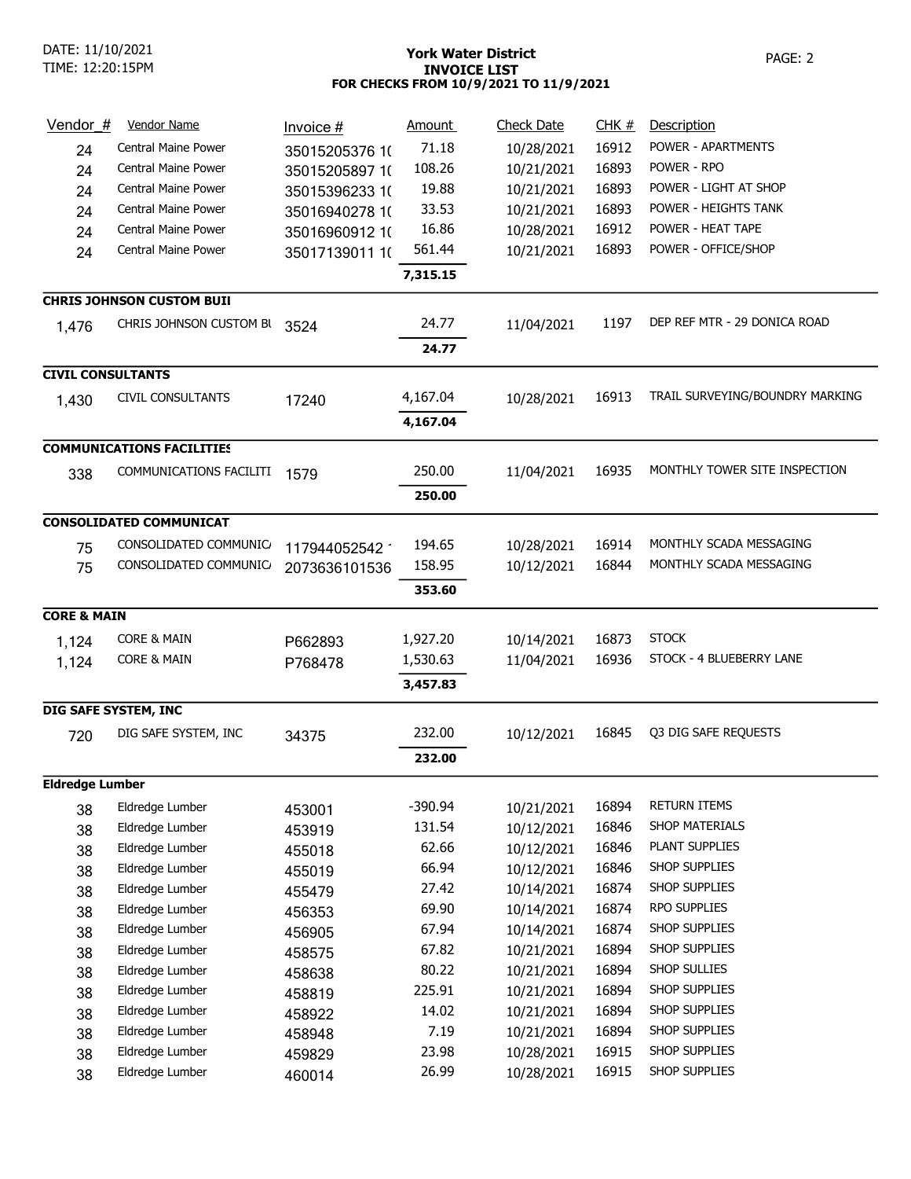York Water District
**INVOICE LIST**
**FOR CHECKS FROM 10/9/2021 TO 11/9/2021**

DATE: 11/10/2021
TIME: 12:20:15PM

| Vendor_# | Vendor Name | Invoice # | Amount | Check Date | CHK # | Description |
|---|---|---|---|---|---|---|
| 24 | Central Maine Power | 35015205376 1( | 71.18 | 10/28/2021 | 16912 | POWER - APARTMENTS |
| 24 | Central Maine Power | 35015205897 1( | 108.26 | 10/21/2021 | 16893 | POWER - RPO |
| 24 | Central Maine Power | 35015396233 1( | 19.88 | 10/21/2021 | 16893 | POWER - LIGHT AT SHOP |
| 24 | Central Maine Power | 35016940278 1( | 33.53 | 10/21/2021 | 16893 | POWER - HEIGHTS TANK |
| 24 | Central Maine Power | 35016960912 1( | 16.86 | 10/28/2021 | 16912 | POWER - HEAT TAPE |
| 24 | Central Maine Power | 35017139011 1( | 561.44 | 10/21/2021 | 16893 | POWER - OFFICE/SHOP |
| | | | **7,315.15** | | | |
| **CHRIS JOHNSON CUSTOM BUII** | | | | | | |
| 1,476 | CHRIS JOHNSON CUSTOM BU | 3524 | 24.77 | 11/04/2021 | 1197 | DEP REF MTR - 29 DONICA ROAD |
| | | | **24.77** | | | |
| **CIVIL CONSULTANTS** | | | | | | |
| 1,430 | CIVIL CONSULTANTS | 17240 | 4,167.04 | 10/28/2021 | 16913 | TRAIL SURVEYING/BOUNDRY MARKING |
| | | | **4,167.04** | | | |
| **COMMUNICATIONS FACILITIES** | | | | | | |
| 338 | COMMUNICATIONS FACILITI | 1579 | 250.00 | 11/04/2021 | 16935 | MONTHLY TOWER SITE INSPECTION |
| | | | **250.00** | | | |
| **CONSOLIDATED COMMUNICAT** | | | | | | |
| 75 | CONSOLIDATED COMMUNIC/ | 117944052542 | 194.65 | 10/28/2021 | 16914 | MONTHLY SCADA MESSAGING |
| 75 | CONSOLIDATED COMMUNIC/ | 2073636101536 | 158.95 | 10/12/2021 | 16844 | MONTHLY SCADA MESSAGING |
| | | | **353.60** | | | |
| **CORE & MAIN** | | | | | | |
| 1,124 | CORE & MAIN | P662893 | 1,927.20 | 10/14/2021 | 16873 | STOCK |
| 1,124 | CORE & MAIN | P768478 | 1,530.63 | 11/04/2021 | 16936 | STOCK - 4 BLUEBERRY LANE |
| | | | **3,457.83** | | | |
| **DIG SAFE SYSTEM, INC** | | | | | | |
| 720 | DIG SAFE SYSTEM, INC | 34375 | 232.00 | 10/12/2021 | 16845 | Q3 DIG SAFE REQUESTS |
| | | | **232.00** | | | |
| **Eldredge Lumber** | | | | | | |
| 38 | Eldredge Lumber | 453001 | -390.94 | 10/21/2021 | 16894 | RETURN ITEMS |
| 38 | Eldredge Lumber | 453919 | 131.54 | 10/12/2021 | 16846 | SHOP MATERIALS |
| 38 | Eldredge Lumber | 455018 | 62.66 | 10/12/2021 | 16846 | PLANT SUPPLIES |
| 38 | Eldredge Lumber | 455019 | 66.94 | 10/12/2021 | 16846 | SHOP SUPPLIES |
| 38 | Eldredge Lumber | 455479 | 27.42 | 10/14/2021 | 16874 | SHOP SUPPLIES |
| 38 | Eldredge Lumber | 456353 | 69.90 | 10/14/2021 | 16874 | RPO SUPPLIES |
| 38 | Eldredge Lumber | 456905 | 67.94 | 10/14/2021 | 16874 | SHOP SUPPLIES |
| 38 | Eldredge Lumber | 458575 | 67.82 | 10/21/2021 | 16894 | SHOP SUPPLIES |
| 38 | Eldredge Lumber | 458638 | 80.22 | 10/21/2021 | 16894 | SHOP SULLIES |
| 38 | Eldredge Lumber | 458819 | 225.91 | 10/21/2021 | 16894 | SHOP SUPPLIES |
| 38 | Eldredge Lumber | 458922 | 14.02 | 10/21/2021 | 16894 | SHOP SUPPLIES |
| 38 | Eldredge Lumber | 458948 | 7.19 | 10/21/2021 | 16894 | SHOP SUPPLIES |
| 38 | Eldredge Lumber | 459829 | 23.98 | 10/28/2021 | 16915 | SHOP SUPPLIES |
| 38 | Eldredge Lumber | 460014 | 26.99 | 10/28/2021 | 16915 | SHOP SUPPLIES |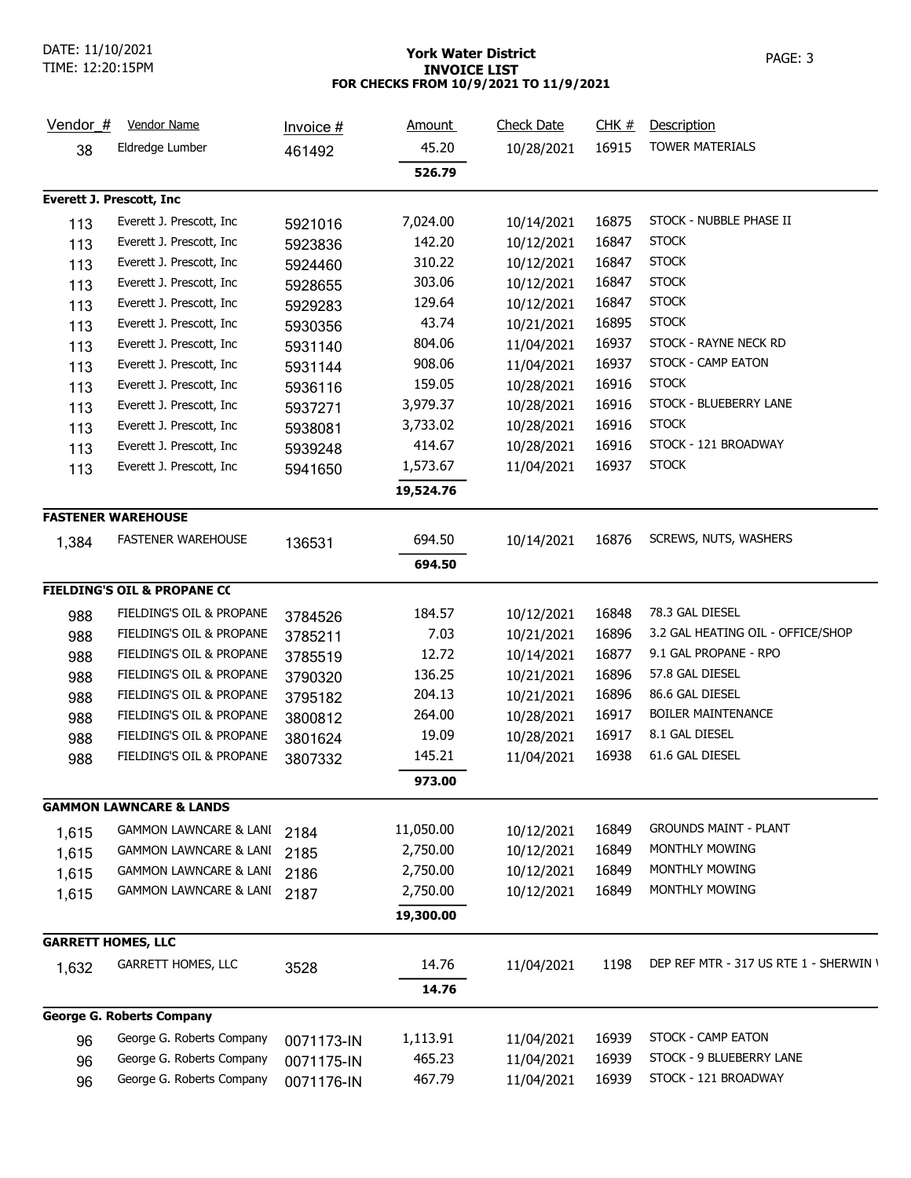# York Water District

## INVOICE LIST

### FOR CHECKS FROM 10/9/2021 TO 11/9/2021

| Vendor_# | Vendor Name | Invoice # | Amount | Check Date | CHK # | Description |
|---|---|---|---|---|---|---|
| 38 | Eldredge Lumber | 461492 | 45.20 | 10/28/2021 | 16915 | TOWER MATERIALS |
| | | | **526.79** | | | |
| **Everett J. Prescott, Inc** | | | | | | |
| 113 | Everett J. Prescott, Inc | 5921016 | 7,024.00 | 10/14/2021 | 16875 | STOCK - NUBBLE PHASE II |
| 113 | Everett J. Prescott, Inc | 5923836 | 142.20 | 10/12/2021 | 16847 | STOCK |
| 113 | Everett J. Prescott, Inc | 5924460 | 310.22 | 10/12/2021 | 16847 | STOCK |
| 113 | Everett J. Prescott, Inc | 5928655 | 303.06 | 10/12/2021 | 16847 | STOCK |
| 113 | Everett J. Prescott, Inc | 5929283 | 129.64 | 10/12/2021 | 16847 | STOCK |
| 113 | Everett J. Prescott, Inc | 5930356 | 43.74 | 10/21/2021 | 16895 | STOCK |
| 113 | Everett J. Prescott, Inc | 5931140 | 804.06 | 11/04/2021 | 16937 | STOCK - RAYNE NECK RD |
| 113 | Everett J. Prescott, Inc | 5931144 | 908.06 | 11/04/2021 | 16937 | STOCK - CAMP EATON |
| 113 | Everett J. Prescott, Inc | 5936116 | 159.05 | 10/28/2021 | 16916 | STOCK |
| 113 | Everett J. Prescott, Inc | 5937271 | 3,979.37 | 10/28/2021 | 16916 | STOCK - BLUEBERRY LANE |
| 113 | Everett J. Prescott, Inc | 5938081 | 3,733.02 | 10/28/2021 | 16916 | STOCK |
| 113 | Everett J. Prescott, Inc | 5939248 | 414.67 | 10/28/2021 | 16916 | STOCK - 121 BROADWAY |
| 113 | Everett J. Prescott, Inc | 5941650 | 1,573.67 | 11/04/2021 | 16937 | STOCK |
| | | | **19,524.76** | | | |
| **FASTENER WAREHOUSE** | | | | | | |
| 1,384 | FASTENER WAREHOUSE | 136531 | 694.50 | 10/14/2021 | 16876 | SCREWS, NUTS, WASHERS |
| | | | **694.50** | | | |
| **FIELDING'S OIL & PROPANE CC** | | | | | | |
| 988 | FIELDING'S OIL & PROPANE | 3784526 | 184.57 | 10/12/2021 | 16848 | 78.3 GAL DIESEL |
| 988 | FIELDING'S OIL & PROPANE | 3785211 | 7.03 | 10/21/2021 | 16896 | 3.2 GAL HEATING OIL - OFFICE/SHOP |
| 988 | FIELDING'S OIL & PROPANE | 3785519 | 12.72 | 10/14/2021 | 16877 | 9.1 GAL PROPANE - RPO |
| 988 | FIELDING'S OIL & PROPANE | 3790320 | 136.25 | 10/21/2021 | 16896 | 57.8 GAL DIESEL |
| 988 | FIELDING'S OIL & PROPANE | 3795182 | 204.13 | 10/21/2021 | 16896 | 86.6 GAL DIESEL |
| 988 | FIELDING'S OIL & PROPANE | 3800812 | 264.00 | 10/28/2021 | 16917 | BOILER MAINTENANCE |
| 988 | FIELDING'S OIL & PROPANE | 3801624 | 19.09 | 10/28/2021 | 16917 | 8.1 GAL DIESEL |
| 988 | FIELDING'S OIL & PROPANE | 3807332 | 145.21 | 11/04/2021 | 16938 | 61.6 GAL DIESEL |
| | | | **973.00** | | | |
| **GAMMON LAWNCARE & LANDS** | | | | | | |
| 1,615 | GAMMON LAWNCARE & LANI | 2184 | 11,050.00 | 10/12/2021 | 16849 | GROUNDS MAINT - PLANT |
| 1,615 | GAMMON LAWNCARE & LANI | 2185 | 2,750.00 | 10/12/2021 | 16849 | MONTHLY MOWING |
| 1,615 | GAMMON LAWNCARE & LANI | 2186 | 2,750.00 | 10/12/2021 | 16849 | MONTHLY MOWING |
| 1,615 | GAMMON LAWNCARE & LANI | 2187 | 2,750.00 | 10/12/2021 | 16849 | MONTHLY MOWING |
| | | | **19,300.00** | | | |
| **GARRETT HOMES, LLC** | | | | | | |
| 1,632 | GARRETT HOMES, LLC | 3528 | 14.76 | 11/04/2021 | 1198 | DEP REF MTR - 317 US RTE 1 - SHERWIN \ |
| | | | **14.76** | | | |
| **George G. Roberts Company** | | | | | | |
| 96 | George G. Roberts Company | 0071173-IN | 1,113.91 | 11/04/2021 | 16939 | STOCK - CAMP EATON |
| 96 | George G. Roberts Company | 0071175-IN | 465.23 | 11/04/2021 | 16939 | STOCK - 9 BLUEBERRY LANE |
| 96 | George G. Roberts Company | 0071176-IN | 467.79 | 11/04/2021 | 16939 | STOCK - 121 BROADWAY |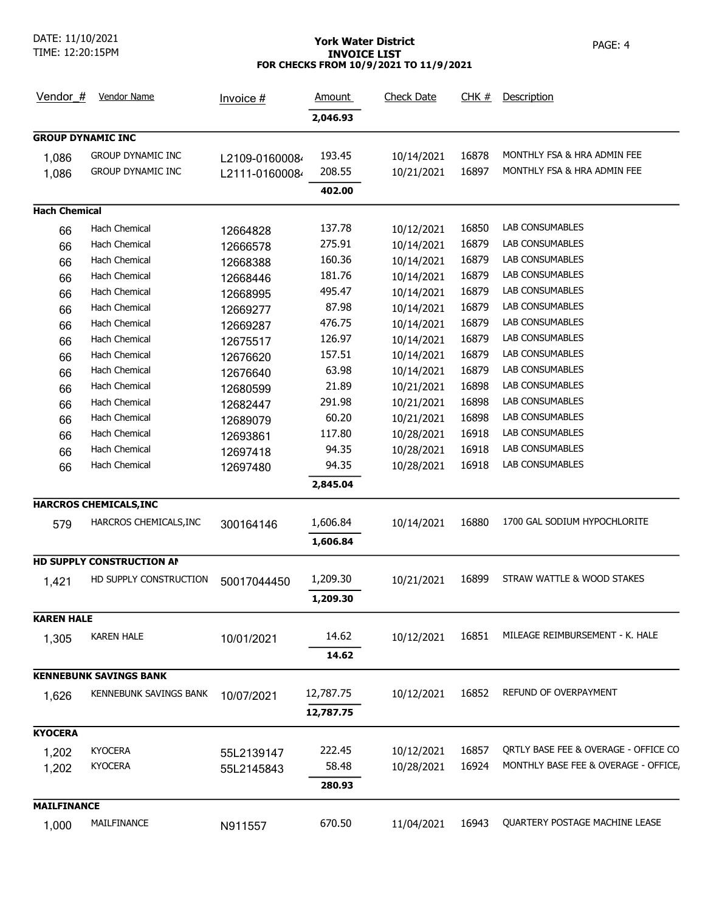DATE: 11/10/2021
TIME: 12:20:15PM

# York Water District
## INVOICE LIST
### FOR CHECKS FROM 10/9/2021 TO 11/9/2021

| Vendor_# | Vendor Name | Invoice # | Amount | Check Date | CHK # | Description |
|---|---|---|---|---|---|---|
| | | | **2,046.93** | | | |
| **GROUP DYNAMIC INC** | | | | | | |
| 1,086 | GROUP DYNAMIC INC | L2109-0160008 | 193.45 | 10/14/2021 | 16878 | MONTHLY FSA & HRA ADMIN FEE |
| 1,086 | GROUP DYNAMIC INC | L2111-0160008 | 208.55 | 10/21/2021 | 16897 | MONTHLY FSA & HRA ADMIN FEE |
| | | | **402.00** | | | |
| **Hach Chemical** | | | | | | |
| 66 | Hach Chemical | 12664828 | 137.78 | 10/12/2021 | 16850 | LAB CONSUMABLES |
| 66 | Hach Chemical | 12666578 | 275.91 | 10/14/2021 | 16879 | LAB CONSUMABLES |
| 66 | Hach Chemical | 12668388 | 160.36 | 10/14/2021 | 16879 | LAB CONSUMABLES |
| 66 | Hach Chemical | 12668446 | 181.76 | 10/14/2021 | 16879 | LAB CONSUMABLES |
| 66 | Hach Chemical | 12668995 | 495.47 | 10/14/2021 | 16879 | LAB CONSUMABLES |
| 66 | Hach Chemical | 12669277 | 87.98 | 10/14/2021 | 16879 | LAB CONSUMABLES |
| 66 | Hach Chemical | 12669287 | 476.75 | 10/14/2021 | 16879 | LAB CONSUMABLES |
| 66 | Hach Chemical | 12675517 | 126.97 | 10/14/2021 | 16879 | LAB CONSUMABLES |
| 66 | Hach Chemical | 12676620 | 157.51 | 10/14/2021 | 16879 | LAB CONSUMABLES |
| 66 | Hach Chemical | 12676640 | 63.98 | 10/14/2021 | 16879 | LAB CONSUMABLES |
| 66 | Hach Chemical | 12680599 | 21.89 | 10/21/2021 | 16898 | LAB CONSUMABLES |
| 66 | Hach Chemical | 12682447 | 291.98 | 10/21/2021 | 16898 | LAB CONSUMABLES |
| 66 | Hach Chemical | 12689079 | 60.20 | 10/21/2021 | 16898 | LAB CONSUMABLES |
| 66 | Hach Chemical | 12693861 | 117.80 | 10/28/2021 | 16918 | LAB CONSUMABLES |
| 66 | Hach Chemical | 12697418 | 94.35 | 10/28/2021 | 16918 | LAB CONSUMABLES |
| 66 | Hach Chemical | 12697480 | 94.35 | 10/28/2021 | 16918 | LAB CONSUMABLES |
| | | | **2,845.04** | | | |
| **HARCROS CHEMICALS,INC** | | | | | | |
| 579 | HARCROS CHEMICALS,INC | 300164146 | 1,606.84 | 10/14/2021 | 16880 | 1700 GAL SODIUM HYPOCHLORITE |
| | | | **1,606.84** | | | |
| **HD SUPPLY CONSTRUCTION AN** | | | | | | |
| 1,421 | HD SUPPLY CONSTRUCTION | 50017044450 | 1,209.30 | 10/21/2021 | 16899 | STRAW WATTLE & WOOD STAKES |
| | | | **1,209.30** | | | |
| **KAREN HALE** | | | | | | |
| 1,305 | KAREN HALE | 10/01/2021 | 14.62 | 10/12/2021 | 16851 | MILEAGE REIMBURSEMENT - K. HALE |
| | | | **14.62** | | | |
| **KENNEBUNK SAVINGS BANK** | | | | | | |
| 1,626 | KENNEBUNK SAVINGS BANK | 10/07/2021 | 12,787.75 | 10/12/2021 | 16852 | REFUND OF OVERPAYMENT |
| | | | **12,787.75** | | | |
| **KYOCERA** | | | | | | |
| 1,202 | KYOCERA | 55L2139147 | 222.45 | 10/12/2021 | 16857 | QRTLY BASE FEE & OVERAGE - OFFICE CO |
| 1,202 | KYOCERA | 55L2145843 | 58.48 | 10/28/2021 | 16924 | MONTHLY BASE FEE & OVERAGE - OFFICE, |
| | | | **280.93** | | | |
| **MAILFINANCE** | | | | | | |
| 1,000 | MAILFINANCE | N911557 | 670.50 | 11/04/2021 | 16943 | QUARTERY POSTAGE MACHINE LEASE |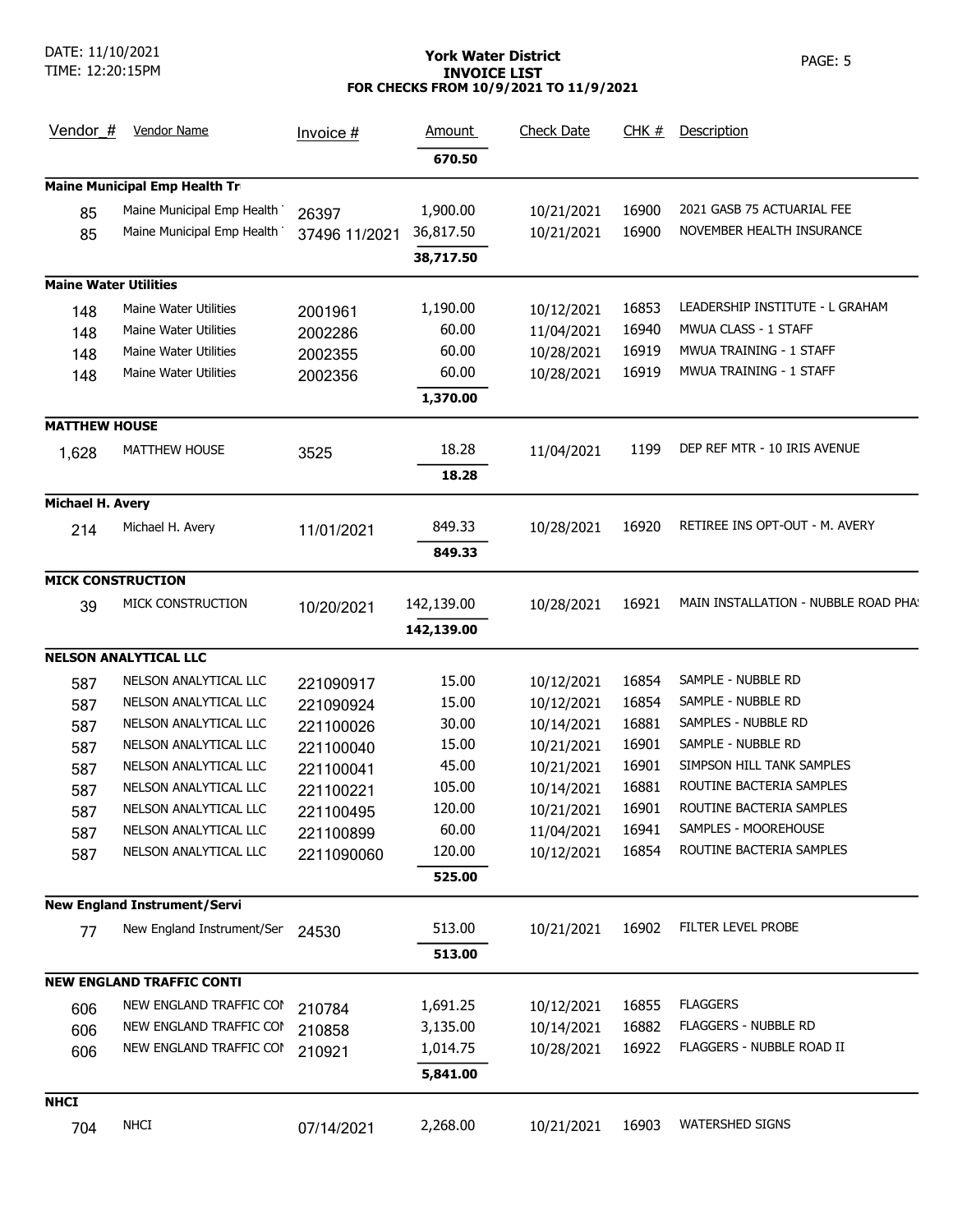**York Water District**
**INVOICE LIST**
**FOR CHECKS FROM 10/9/2021 TO 11/9/2021**

DATE: 11/10/2021
TIME: 12:20:15PM

| Vendor_# | Vendor Name | Invoice # | Amount | Check Date | CHK # | Description |
|---|---|---|---|---|---|---|
| | | | **670.50** | | | |
| **Maine Municipal Emp Health Tr** | | | | | | |
| 85 | Maine Municipal Emp Health | 26397 | 1,900.00 | 10/21/2021 | 16900 | 2021 GASB 75 ACTUARIAL FEE |
| 85 | Maine Municipal Emp Health | 37496 11/2021 | 36,817.50 | 10/21/2021 | 16900 | NOVEMBER HEALTH INSURANCE |
| | | | **38,717.50** | | | |
| **Maine Water Utilities** | | | | | | |
| 148 | Maine Water Utilities | 2001961 | 1,190.00 | 10/12/2021 | 16853 | LEADERSHIP INSTITUTE - L GRAHAM |
| 148 | Maine Water Utilities | 2002286 | 60.00 | 11/04/2021 | 16940 | MWUA CLASS - 1 STAFF |
| 148 | Maine Water Utilities | 2002355 | 60.00 | 10/28/2021 | 16919 | MWUA TRAINING - 1 STAFF |
| 148 | Maine Water Utilities | 2002356 | 60.00 | 10/28/2021 | 16919 | MWUA TRAINING - 1 STAFF |
| | | | **1,370.00** | | | |
| **MATTHEW HOUSE** | | | | | | |
| 1,628 | MATTHEW HOUSE | 3525 | 18.28 | 11/04/2021 | 1199 | DEP REF MTR - 10 IRIS AVENUE |
| | | | **18.28** | | | |
| **Michael H. Avery** | | | | | | |
| 214 | Michael H. Avery | 11/01/2021 | 849.33 | 10/28/2021 | 16920 | RETIREE INS OPT-OUT - M. AVERY |
| | | | **849.33** | | | |
| **MICK CONSTRUCTION** | | | | | | |
| 39 | MICK CONSTRUCTION | 10/20/2021 | 142,139.00 | 10/28/2021 | 16921 | MAIN INSTALLATION - NUBBLE ROAD PHA |
| | | | **142,139.00** | | | |
| **NELSON ANALYTICAL LLC** | | | | | | |
| 587 | NELSON ANALYTICAL LLC | 221090917 | 15.00 | 10/12/2021 | 16854 | SAMPLE - NUBBLE RD |
| 587 | NELSON ANALYTICAL LLC | 221090924 | 15.00 | 10/12/2021 | 16854 | SAMPLE - NUBBLE RD |
| 587 | NELSON ANALYTICAL LLC | 221100026 | 30.00 | 10/14/2021 | 16881 | SAMPLES - NUBBLE RD |
| 587 | NELSON ANALYTICAL LLC | 221100040 | 15.00 | 10/21/2021 | 16901 | SAMPLE - NUBBLE RD |
| 587 | NELSON ANALYTICAL LLC | 221100041 | 45.00 | 10/21/2021 | 16901 | SIMPSON HILL TANK SAMPLES |
| 587 | NELSON ANALYTICAL LLC | 221100221 | 105.00 | 10/14/2021 | 16881 | ROUTINE BACTERIA SAMPLES |
| 587 | NELSON ANALYTICAL LLC | 221100495 | 120.00 | 10/21/2021 | 16901 | ROUTINE BACTERIA SAMPLES |
| 587 | NELSON ANALYTICAL LLC | 221100899 | 60.00 | 11/04/2021 | 16941 | SAMPLES - MOOREHOUSE |
| 587 | NELSON ANALYTICAL LLC | 2211090060 | 120.00 | 10/12/2021 | 16854 | ROUTINE BACTERIA SAMPLES |
| | | | **525.00** | | | |
| **New England Instrument/Servi** | | | | | | |
| 77 | New England Instrument/Ser | 24530 | 513.00 | 10/21/2021 | 16902 | FILTER LEVEL PROBE |
| | | | **513.00** | | | |
| **NEW ENGLAND TRAFFIC CONTI** | | | | | | |
| 606 | NEW ENGLAND TRAFFIC COI | 210784 | 1,691.25 | 10/12/2021 | 16855 | FLAGGERS |
| 606 | NEW ENGLAND TRAFFIC COI | 210858 | 3,135.00 | 10/14/2021 | 16882 | FLAGGERS - NUBBLE RD |
| 606 | NEW ENGLAND TRAFFIC COI | 210921 | 1,014.75 | 10/28/2021 | 16922 | FLAGGERS - NUBBLE ROAD II |
| | | | **5,841.00** | | | |
| **NHCI** | | | | | | |
| 704 | NHCI | 07/14/2021 | 2,268.00 | 10/21/2021 | 16903 | WATERSHED SIGNS |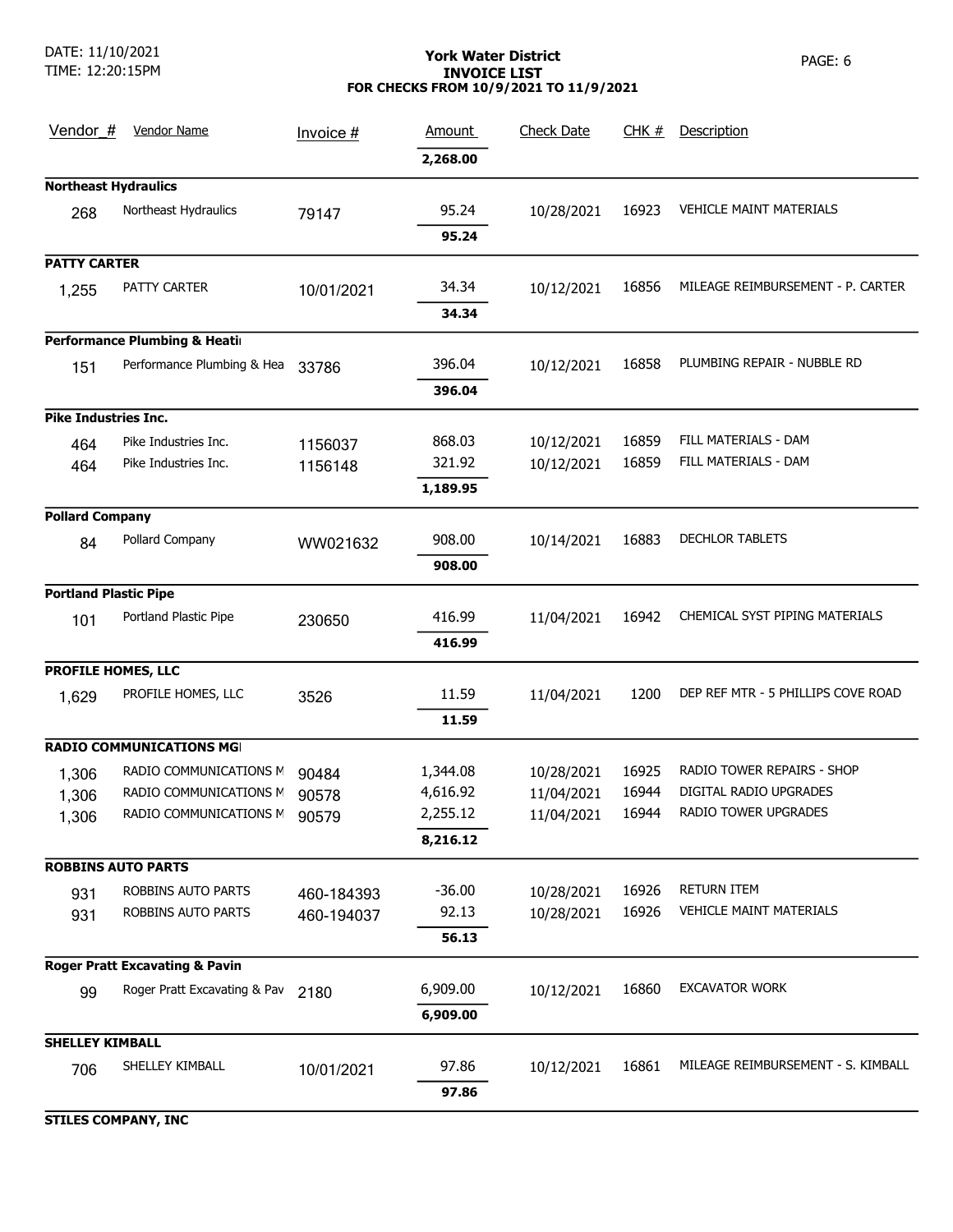York Water District
INVOICE LIST
FOR CHECKS FROM 10/9/2021 TO 11/9/2021

DATE: 11/10/2021
TIME: 12:20:15PM

| Vendor_# | Vendor Name | Invoice # | Amount | Check Date | CHK # | Description |
|---|---|---|---|---|---|---|
| | | | **2,268.00** | | | |
| **Northeast Hydraulics** | | | | | | |
| 268 | Northeast Hydraulics | 79147 | 95.24 | 10/28/2021 | 16923 | VEHICLE MAINT MATERIALS |
| | | | **95.24** | | | |
| **PATTY CARTER** | | | | | | |
| 1,255 | PATTY CARTER | 10/01/2021 | 34.34 | 10/12/2021 | 16856 | MILEAGE REIMBURSEMENT - P. CARTER |
| | | | **34.34** | | | |
| **Performance Plumbing & Heati** | | | | | | |
| 151 | Performance Plumbing & Hea | 33786 | 396.04 | 10/12/2021 | 16858 | PLUMBING REPAIR - NUBBLE RD |
| | | | **396.04** | | | |
| **Pike Industries Inc.** | | | | | | |
| 464 | Pike Industries Inc. | 1156037 | 868.03 | 10/12/2021 | 16859 | FILL MATERIALS - DAM |
| 464 | Pike Industries Inc. | 1156148 | 321.92 | 10/12/2021 | 16859 | FILL MATERIALS - DAM |
| | | | **1,189.95** | | | |
| **Pollard Company** | | | | | | |
| 84 | Pollard Company | WW021632 | 908.00 | 10/14/2021 | 16883 | DECHLOR TABLETS |
| | | | **908.00** | | | |
| **Portland Plastic Pipe** | | | | | | |
| 101 | Portland Plastic Pipe | 230650 | 416.99 | 11/04/2021 | 16942 | CHEMICAL SYST PIPING MATERIALS |
| | | | **416.99** | | | |
| **PROFILE HOMES, LLC** | | | | | | |
| 1,629 | PROFILE HOMES, LLC | 3526 | 11.59 | 11/04/2021 | 1200 | DEP REF MTR - 5 PHILLIPS COVE ROAD |
| | | | **11.59** | | | |
| **RADIO COMMUNICATIONS MGI** | | | | | | |
| 1,306 | RADIO COMMUNICATIONS M | 90484 | 1,344.08 | 10/28/2021 | 16925 | RADIO TOWER REPAIRS - SHOP |
| 1,306 | RADIO COMMUNICATIONS M | 90578 | 4,616.92 | 11/04/2021 | 16944 | DIGITAL RADIO UPGRADES |
| 1,306 | RADIO COMMUNICATIONS M | 90579 | 2,255.12 | 11/04/2021 | 16944 | RADIO TOWER UPGRADES |
| | | | **8,216.12** | | | |
| **ROBBINS AUTO PARTS** | | | | | | |
| 931 | ROBBINS AUTO PARTS | 460-184393 | -36.00 | 10/28/2021 | 16926 | RETURN ITEM |
| 931 | ROBBINS AUTO PARTS | 460-194037 | 92.13 | 10/28/2021 | 16926 | VEHICLE MAINT MATERIALS |
| | | | **56.13** | | | |
| **Roger Pratt Excavating & Pavin** | | | | | | |
| 99 | Roger Pratt Excavating & Pav | 2180 | 6,909.00 | 10/12/2021 | 16860 | EXCAVATOR WORK |
| | | | **6,909.00** | | | |
| **SHELLEY KIMBALL** | | | | | | |
| 706 | SHELLEY KIMBALL | 10/01/2021 | 97.86 | 10/12/2021 | 16861 | MILEAGE REIMBURSEMENT - S. KIMBALL |
| | | | **97.86** | | | |
| **STILES COMPANY, INC** | | | | | | |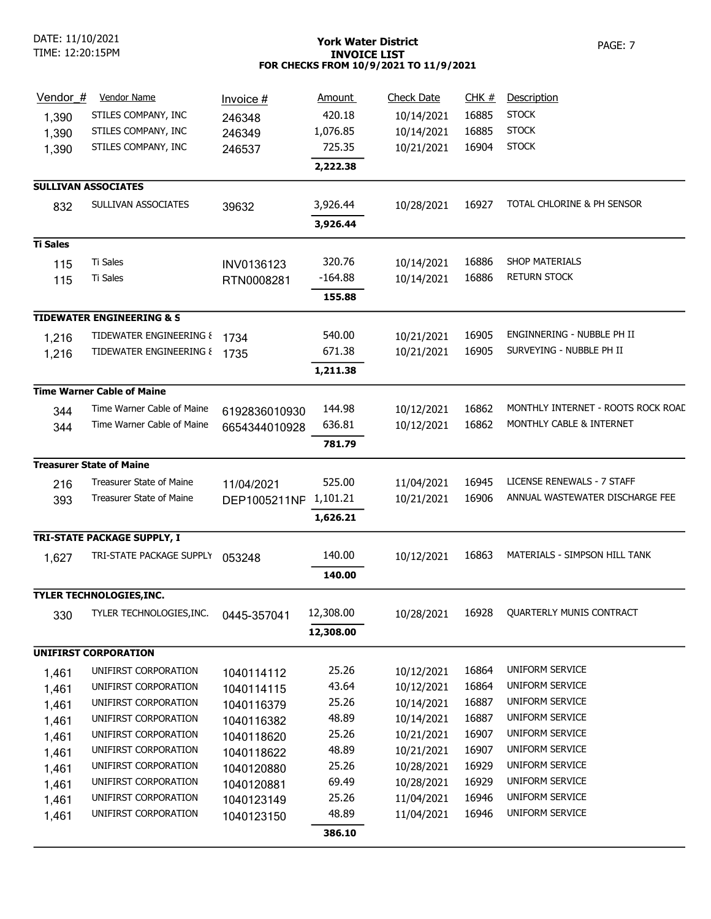# York Water District
## INVOICE LIST
### FOR CHECKS FROM 10/9/2021 TO 11/9/2021

| Vendor_# | Vendor Name | Invoice # | Amount | Check Date | CHK # | Description |
|---|---|---|---|---|---|---|
| 1,390 | STILES COMPANY, INC | 246348 | 420.18 | 10/14/2021 | 16885 | STOCK |
| 1,390 | STILES COMPANY, INC | 246349 | 1,076.85 | 10/14/2021 | 16885 | STOCK |
| 1,390 | STILES COMPANY, INC | 246537 | 725.35 | 10/21/2021 | 16904 | STOCK |
| | | | **2,222.38** | | | |
| **SULLIVAN ASSOCIATES** | | | | | | |
| 832 | SULLIVAN ASSOCIATES | 39632 | 3,926.44 | 10/28/2021 | 16927 | TOTAL CHLORINE & PH SENSOR |
| | | | **3,926.44** | | | |
| **Ti Sales** | | | | | | |
| 115 | Ti Sales | INV0136123 | 320.76 | 10/14/2021 | 16886 | SHOP MATERIALS |
| 115 | Ti Sales | RTN0008281 | -164.88 | 10/14/2021 | 16886 | RETURN STOCK |
| | | | **155.88** | | | |
| **TIDEWATER ENGINEERING & S** | | | | | | |
| 1,216 | TIDEWATER ENGINEERING & | 1734 | 540.00 | 10/21/2021 | 16905 | ENGINNERING - NUBBLE PH II |
| 1,216 | TIDEWATER ENGINEERING & | 1735 | 671.38 | 10/21/2021 | 16905 | SURVEYING - NUBBLE PH II |
| | | | **1,211.38** | | | |
| **Time Warner Cable of Maine** | | | | | | |
| 344 | Time Warner Cable of Maine | 6192836010930 | 144.98 | 10/12/2021 | 16862 | MONTHLY INTERNET - ROOTS ROCK ROAD |
| 344 | Time Warner Cable of Maine | 6654344010928 | 636.81 | 10/12/2021 | 16862 | MONTHLY CABLE & INTERNET |
| | | | **781.79** | | | |
| **Treasurer State of Maine** | | | | | | |
| 216 | Treasurer State of Maine | 11/04/2021 | 525.00 | 11/04/2021 | 16945 | LICENSE RENEWALS - 7 STAFF |
| 393 | Treasurer State of Maine | DEP1005211NF | 1,101.21 | 10/21/2021 | 16906 | ANNUAL WASTEWATER DISCHARGE FEE |
| | | | **1,626.21** | | | |
| **TRI-STATE PACKAGE SUPPLY, I** | | | | | | |
| 1,627 | TRI-STATE PACKAGE SUPPLY | 053248 | 140.00 | 10/12/2021 | 16863 | MATERIALS - SIMPSON HILL TANK |
| | | | **140.00** | | | |
| **TYLER TECHNOLOGIES,INC.** | | | | | | |
| 330 | TYLER TECHNOLOGIES,INC. | 0445-357041 | 12,308.00 | 10/28/2021 | 16928 | QUARTERLY MUNIS CONTRACT |
| | | | **12,308.00** | | | |
| **UNIFIRST CORPORATION** | | | | | | |
| 1,461 | UNIFIRST CORPORATION | 1040114112 | 25.26 | 10/12/2021 | 16864 | UNIFORM SERVICE |
| 1,461 | UNIFIRST CORPORATION | 1040114115 | 43.64 | 10/12/2021 | 16864 | UNIFORM SERVICE |
| 1,461 | UNIFIRST CORPORATION | 1040116379 | 25.26 | 10/14/2021 | 16887 | UNIFORM SERVICE |
| 1,461 | UNIFIRST CORPORATION | 1040116382 | 48.89 | 10/14/2021 | 16887 | UNIFORM SERVICE |
| 1,461 | UNIFIRST CORPORATION | 1040118620 | 25.26 | 10/21/2021 | 16907 | UNIFORM SERVICE |
| 1,461 | UNIFIRST CORPORATION | 1040118622 | 48.89 | 10/21/2021 | 16907 | UNIFORM SERVICE |
| 1,461 | UNIFIRST CORPORATION | 1040120880 | 25.26 | 10/28/2021 | 16929 | UNIFORM SERVICE |
| 1,461 | UNIFIRST CORPORATION | 1040120881 | 69.49 | 10/28/2021 | 16929 | UNIFORM SERVICE |
| 1,461 | UNIFIRST CORPORATION | 1040123149 | 25.26 | 11/04/2021 | 16946 | UNIFORM SERVICE |
| 1,461 | UNIFIRST CORPORATION | 1040123150 | 48.89 | 11/04/2021 | 16946 | UNIFORM SERVICE |
| | | | **386.10** | | | |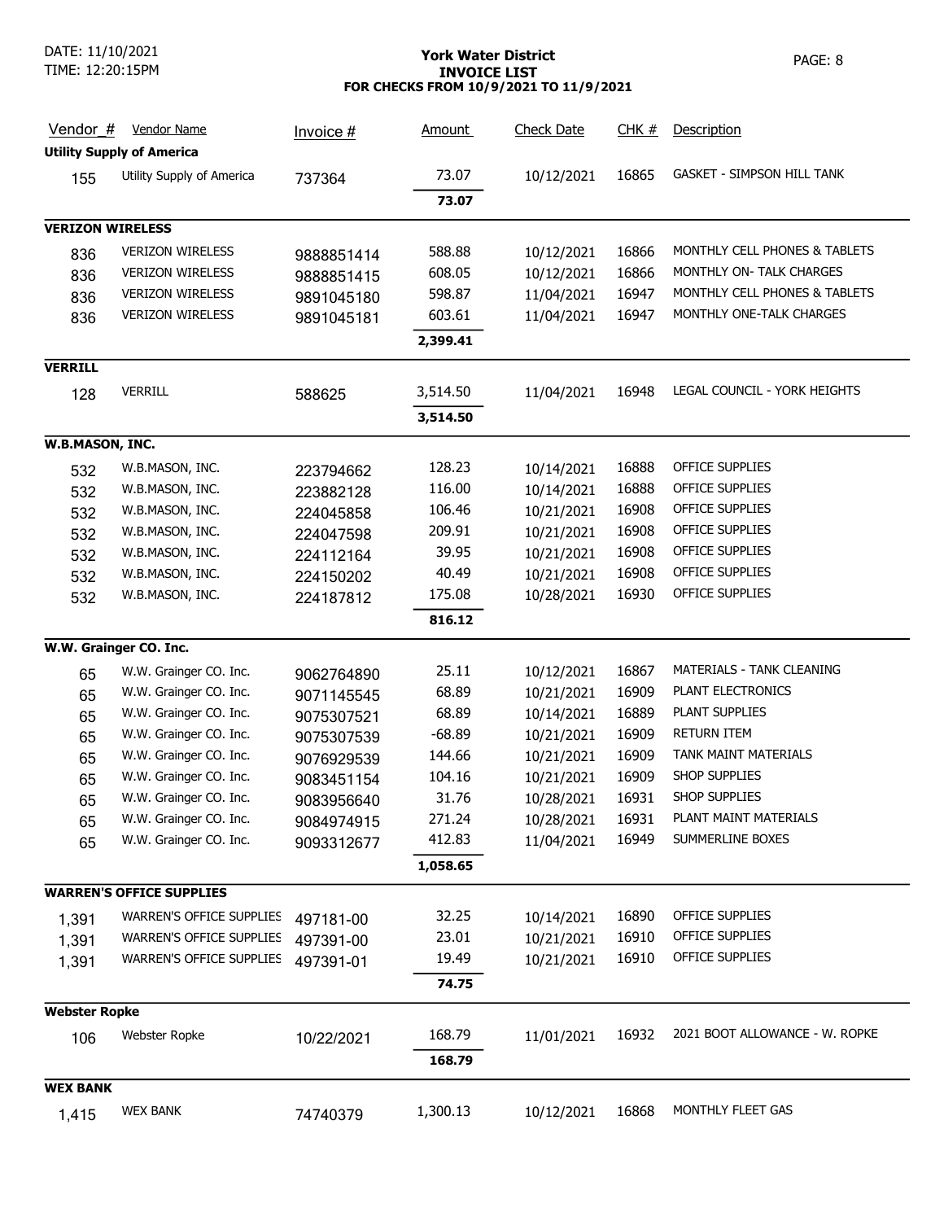# York Water District
## INVOICE LIST
### FOR CHECKS FROM 10/9/2021 TO 11/9/2021

DATE: 11/10/2021
TIME: 12:20:15PM

| Vendor_# | Vendor Name | Invoice # | Amount | Check Date | CHK # | Description |
|---|---|---|---|---|---|---|
| **Utility Supply of America** | | | | | | |
| 155 | Utility Supply of America | 737364 | 73.07 | 10/12/2021 | 16865 | GASKET - SIMPSON HILL TANK |
| | | | **73.07** | | | |
| **VERIZON WIRELESS** | | | | | | |
| 836 | VERIZON WIRELESS | 9888851414 | 588.88 | 10/12/2021 | 16866 | MONTHLY CELL PHONES & TABLETS |
| 836 | VERIZON WIRELESS | 9888851415 | 608.05 | 10/12/2021 | 16866 | MONTHLY ON- TALK CHARGES |
| 836 | VERIZON WIRELESS | 9891045180 | 598.87 | 11/04/2021 | 16947 | MONTHLY CELL PHONES & TABLETS |
| 836 | VERIZON WIRELESS | 9891045181 | 603.61 | 11/04/2021 | 16947 | MONTHLY ONE-TALK CHARGES |
| | | | **2,399.41** | | | |
| **VERRILL** | | | | | | |
| 128 | VERRILL | 588625 | 3,514.50 | 11/04/2021 | 16948 | LEGAL COUNCIL - YORK HEIGHTS |
| | | | **3,514.50** | | | |
| **W.B.MASON, INC.** | | | | | | |
| 532 | W.B.MASON, INC. | 223794662 | 128.23 | 10/14/2021 | 16888 | OFFICE SUPPLIES |
| 532 | W.B.MASON, INC. | 223882128 | 116.00 | 10/14/2021 | 16888 | OFFICE SUPPLIES |
| 532 | W.B.MASON, INC. | 224045858 | 106.46 | 10/21/2021 | 16908 | OFFICE SUPPLIES |
| 532 | W.B.MASON, INC. | 224047598 | 209.91 | 10/21/2021 | 16908 | OFFICE SUPPLIES |
| 532 | W.B.MASON, INC. | 224112164 | 39.95 | 10/21/2021 | 16908 | OFFICE SUPPLIES |
| 532 | W.B.MASON, INC. | 224150202 | 40.49 | 10/21/2021 | 16908 | OFFICE SUPPLIES |
| 532 | W.B.MASON, INC. | 224187812 | 175.08 | 10/28/2021 | 16930 | OFFICE SUPPLIES |
| | | | **816.12** | | | |
| **W.W. Grainger CO. Inc.** | | | | | | |
| 65 | W.W. Grainger CO. Inc. | 9062764890 | 25.11 | 10/12/2021 | 16867 | MATERIALS - TANK CLEANING |
| 65 | W.W. Grainger CO. Inc. | 9071145545 | 68.89 | 10/21/2021 | 16909 | PLANT ELECTRONICS |
| 65 | W.W. Grainger CO. Inc. | 9075307521 | 68.89 | 10/14/2021 | 16889 | PLANT SUPPLIES |
| 65 | W.W. Grainger CO. Inc. | 9075307539 | -68.89 | 10/21/2021 | 16909 | RETURN ITEM |
| 65 | W.W. Grainger CO. Inc. | 9076929539 | 144.66 | 10/21/2021 | 16909 | TANK MAINT MATERIALS |
| 65 | W.W. Grainger CO. Inc. | 9083451154 | 104.16 | 10/21/2021 | 16909 | SHOP SUPPLIES |
| 65 | W.W. Grainger CO. Inc. | 9083956640 | 31.76 | 10/28/2021 | 16931 | SHOP SUPPLIES |
| 65 | W.W. Grainger CO. Inc. | 9084974915 | 271.24 | 10/28/2021 | 16931 | PLANT MAINT MATERIALS |
| 65 | W.W. Grainger CO. Inc. | 9093312677 | 412.83 | 11/04/2021 | 16949 | SUMMERLINE BOXES |
| | | | **1,058.65** | | | |
| **WARREN'S OFFICE SUPPLIES** | | | | | | |
| 1,391 | WARREN'S OFFICE SUPPLIES | 497181-00 | 32.25 | 10/14/2021 | 16890 | OFFICE SUPPLIES |
| 1,391 | WARREN'S OFFICE SUPPLIES | 497391-00 | 23.01 | 10/21/2021 | 16910 | OFFICE SUPPLIES |
| 1,391 | WARREN'S OFFICE SUPPLIES | 497391-01 | 19.49 | 10/21/2021 | 16910 | OFFICE SUPPLIES |
| | | | **74.75** | | | |
| **Webster Ropke** | | | | | | |
| 106 | Webster Ropke | 10/22/2021 | 168.79 | 11/01/2021 | 16932 | 2021 BOOT ALLOWANCE - W. ROPKE |
| | | | **168.79** | | | |
| **WEX BANK** | | | | | | |
| 1,415 | WEX BANK | 74740379 | 1,300.13 | 10/12/2021 | 16868 | MONTHLY FLEET GAS |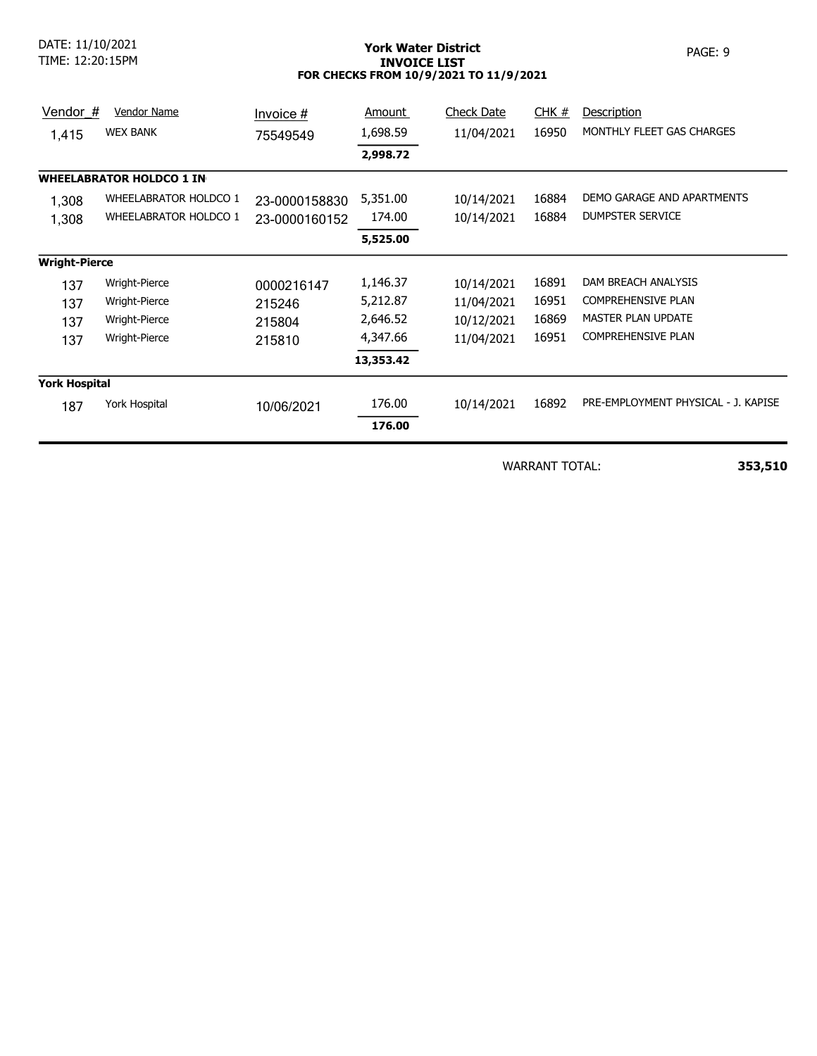DATE: 11/10/2021
TIME: 12:20:15PM

# York Water District
## INVOICE LIST
### FOR CHECKS FROM 10/9/2021 TO 11/9/2021

| Vendor_# | Vendor Name | Invoice # | Amount | Check Date | CHK # | Description |
|---|---|---|---|---|---|---|
| 1,415 | WEX BANK | 75549549 | 1,698.59 | 11/04/2021 | 16950 | MONTHLY FLEET GAS CHARGES |
| | | | **2,998.72** | | | |
| **WHEELABRATOR HOLDCO 1 IN** | | | | | | |
| 1,308 | WHEELABRATOR HOLDCO 1 | 23-0000158830 | 5,351.00 | 10/14/2021 | 16884 | DEMO GARAGE AND APARTMENTS |
| 1,308 | WHEELABRATOR HOLDCO 1 | 23-0000160152 | 174.00 | 10/14/2021 | 16884 | DUMPSTER SERVICE |
| | | | **5,525.00** | | | |
| **Wright-Pierce** | | | | | | |
| 137 | Wright-Pierce | 0000216147 | 1,146.37 | 10/14/2021 | 16891 | DAM BREACH ANALYSIS |
| 137 | Wright-Pierce | 215246 | 5,212.87 | 11/04/2021 | 16951 | COMPREHENSIVE PLAN |
| 137 | Wright-Pierce | 215804 | 2,646.52 | 10/12/2021 | 16869 | MASTER PLAN UPDATE |
| 137 | Wright-Pierce | 215810 | 4,347.66 | 11/04/2021 | 16951 | COMPREHENSIVE PLAN |
| | | | **13,353.42** | | | |
| **York Hospital** | | | | | | |
| 187 | York Hospital | 10/06/2021 | 176.00 | 10/14/2021 | 16892 | PRE-EMPLOYMENT PHYSICAL - J. KAPISE |
| | | | **176.00** | | | |

WARRANT TOTAL: **353,510**